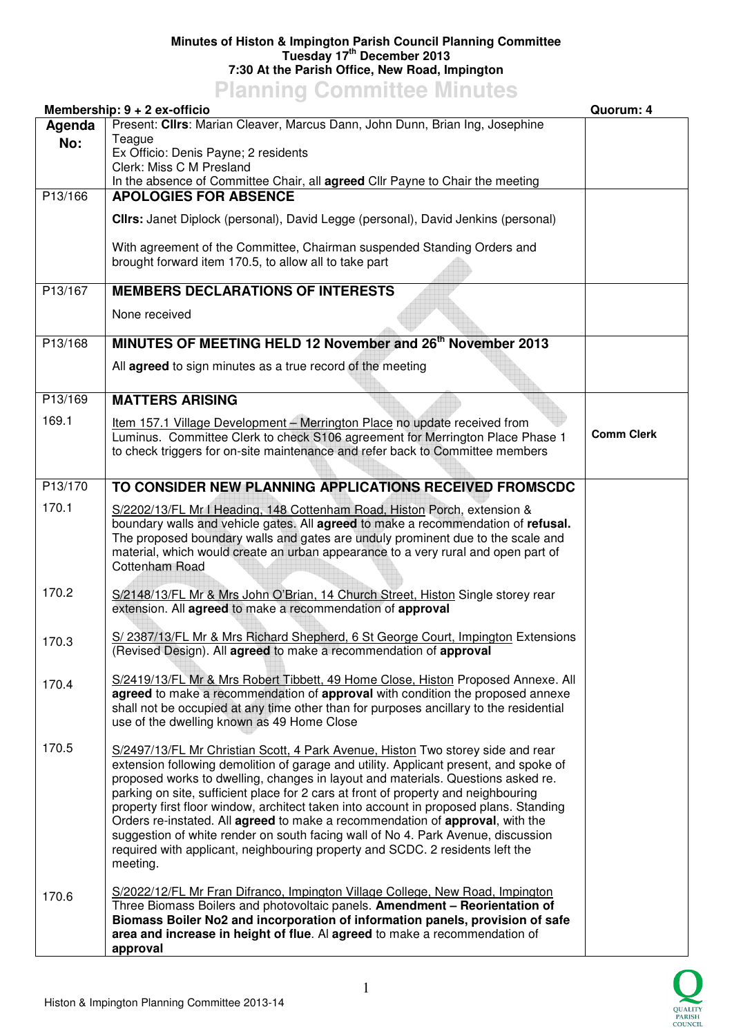**Minutes of Histon & Impington Parish Council Planning Committee**
**Tuesday 17th December 2013**
**7:30 At the Parish Office, New Road, Impington**

# Planning Committee Minutes

**Membership: 9 + 2 ex-officio** | **Quorum: 4**

| Agenda No: | Present: **Cllrs**: Marian Cleaver, Marcus Dann, John Dunn, Brian Ing, Josephine Teague<br>Ex Officio: Denis Payne; 2 residents<br>Clerk: Miss C M Presland<br>In the absence of Committee Chair, all **agreed** Cllr Payne to Chair the meeting | |
|---|---|---|
| P13/166 | **APOLOGIES FOR ABSENCE**<br><br>**Cllrs:** Janet Diplock (personal), David Legge (personal), David Jenkins (personal)<br><br>With agreement of the Committee, Chairman suspended Standing Orders and brought forward item 170.5, to allow all to take part | |
| P13/167 | **MEMBERS DECLARATIONS OF INTERESTS**<br><br>None received | |
| P13/168 | **MINUTES OF MEETING HELD 12 November and 26th November 2013**<br><br>All **agreed** to sign minutes as a true record of the meeting | |
| P13/169 | **MATTERS ARISING** | |
| 169.1 | Item 157.1 Village Development – Merrington Place no update received from Luminus. Committee Clerk to check S106 agreement for Merrington Place Phase 1 to check triggers for on-site maintenance and refer back to Committee members | **Comm Clerk** |
| P13/170 | **TO CONSIDER NEW PLANNING APPLICATIONS RECEIVED FROMSCDC** | |
| 170.1 | S/2202/13/FL Mr I Heading, 148 Cottenham Road, Histon Porch, extension & boundary walls and vehicle gates. All **agreed** to make a recommendation of **refusal.** The proposed boundary walls and gates are unduly prominent due to the scale and material, which would create an urban appearance to a very rural and open part of Cottenham Road | |
| 170.2 | S/2148/13/FL Mr & Mrs John O'Brian, 14 Church Street, Histon Single storey rear extension. All **agreed** to make a recommendation of **approval** | |
| 170.3 | S/ 2387/13/FL Mr & Mrs Richard Shepherd, 6 St George Court, Impington Extensions (Revised Design). All **agreed** to make a recommendation of **approval** | |
| 170.4 | S/2419/13/FL Mr & Mrs Robert Tibbett, 49 Home Close, Histon Proposed Annexe. All **agreed** to make a recommendation of **approval** with condition the proposed annexe shall not be occupied at any time other than for purposes ancillary to the residential use of the dwelling known as 49 Home Close | |
| 170.5 | S/2497/13/FL Mr Christian Scott, 4 Park Avenue, Histon Two storey side and rear extension following demolition of garage and utility. Applicant present, and spoke of proposed works to dwelling, changes in layout and materials. Questions asked re. parking on site, sufficient place for 2 cars at front of property and neighbouring property first floor window, architect taken into account in proposed plans. Standing Orders re-instated. All **agreed** to make a recommendation of **approval**, with the suggestion of white render on south facing wall of No 4. Park Avenue, discussion required with applicant, neighbouring property and SCDC. 2 residents left the meeting. | |
| 170.6 | S/2022/12/FL Mr Fran Difranco, Impington Village College, New Road, Impington Three Biomass Boilers and photovoltaic panels. **Amendment – Reorientation of Biomass Boiler No2 and incorporation of information panels, provision of safe area and increase in height of flue**. Al **agreed** to make a recommendation of **approval** | |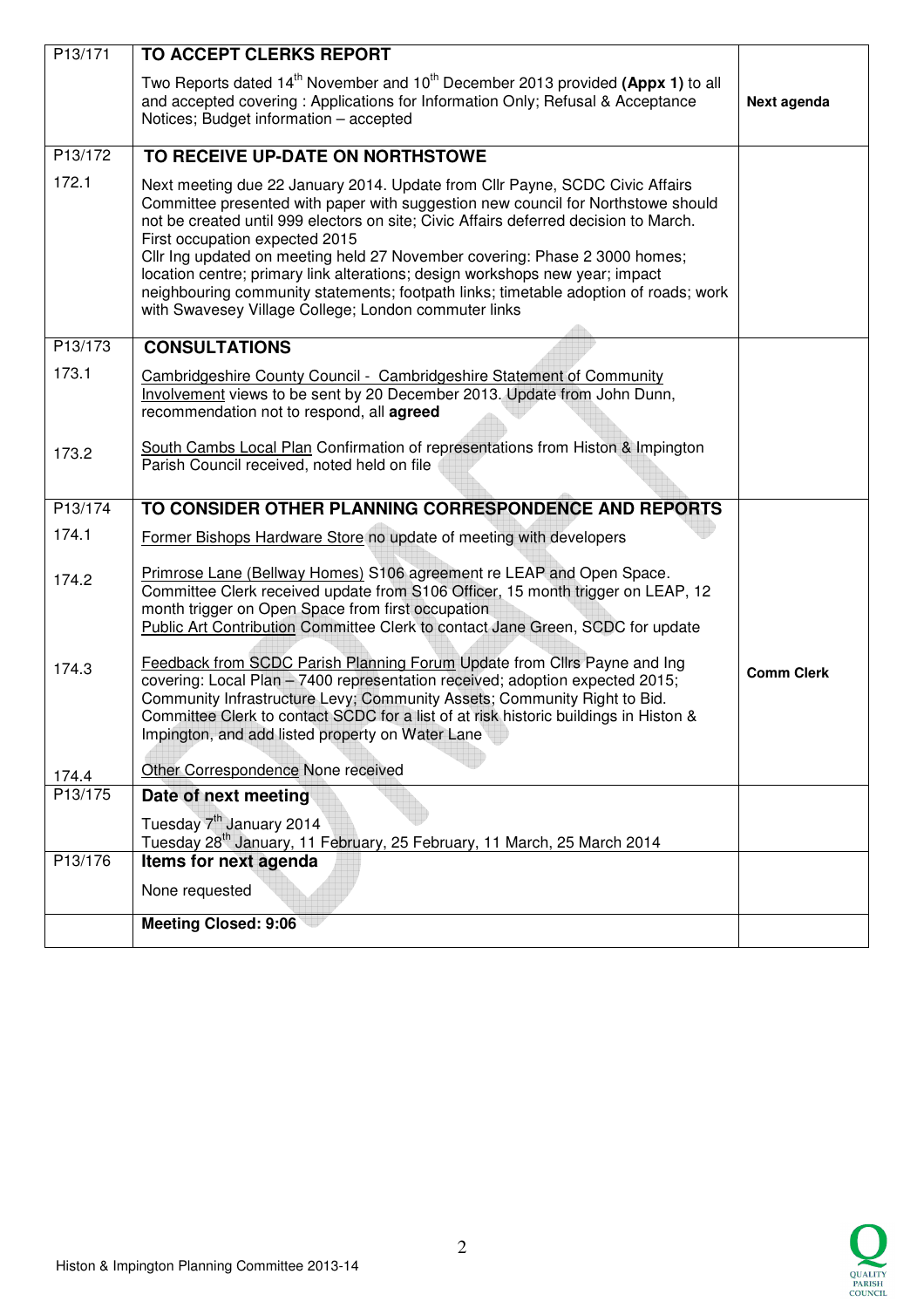| | | |
|---|---|---|
| P13/171 | **TO ACCEPT CLERKS REPORT**<br>Two Reports dated 14th November and 10th December 2013 provided **(Appx 1)** to all and accepted covering : Applications for Information Only; Refusal & Acceptance Notices; Budget information – accepted | **Next agenda** |
| P13/172 | **TO RECEIVE UP-DATE ON NORTHSTOWE** | |
| 172.1 | Next meeting due 22 January 2014. Update from Cllr Payne, SCDC Civic Affairs Committee presented with paper with suggestion new council for Northstowe should not be created until 999 electors on site; Civic Affairs deferred decision to March. First occupation expected 2015<br>Cllr Ing updated on meeting held 27 November covering: Phase 2 3000 homes; location centre; primary link alterations; design workshops new year; impact neighbouring community statements; footpath links; timetable adoption of roads; work with Swavesey Village College; London commuter links | |
| P13/173 | **CONSULTATIONS** | |
| 173.1 | Cambridgeshire County Council - Cambridgeshire Statement of Community Involvement views to be sent by 20 December 2013. Update from John Dunn, recommendation not to respond, all **agreed** | |
| 173.2 | South Cambs Local Plan Confirmation of representations from Histon & Impington Parish Council received, noted held on file | |
| P13/174 | **TO CONSIDER OTHER PLANNING CORRESPONDENCE AND REPORTS** | |
| 174.1 | Former Bishops Hardware Store no update of meeting with developers | |
| 174.2 | Primrose Lane (Bellway Homes) S106 agreement re LEAP and Open Space. Committee Clerk received update from S106 Officer, 15 month trigger on LEAP, 12 month trigger on Open Space from first occupation<br>Public Art Contribution Committee Clerk to contact Jane Green, SCDC for update | |
| 174.3 | Feedback from SCDC Parish Planning Forum Update from Cllrs Payne and Ing covering: Local Plan – 7400 representation received; adoption expected 2015; Community Infrastructure Levy; Community Assets; Community Right to Bid. Committee Clerk to contact SCDC for a list of at risk historic buildings in Histon & Impington, and add listed property on Water Lane | **Comm Clerk** |
| 174.4 | Other Correspondence None received | |
| P13/175 | **Date of next meeting**<br>Tuesday 7th January 2014<br>Tuesday 28th January, 11 February, 25 February, 11 March, 25 March 2014 | |
| P13/176 | **Items for next agenda**<br>None requested | |
| | **Meeting Closed: 9:06** | |